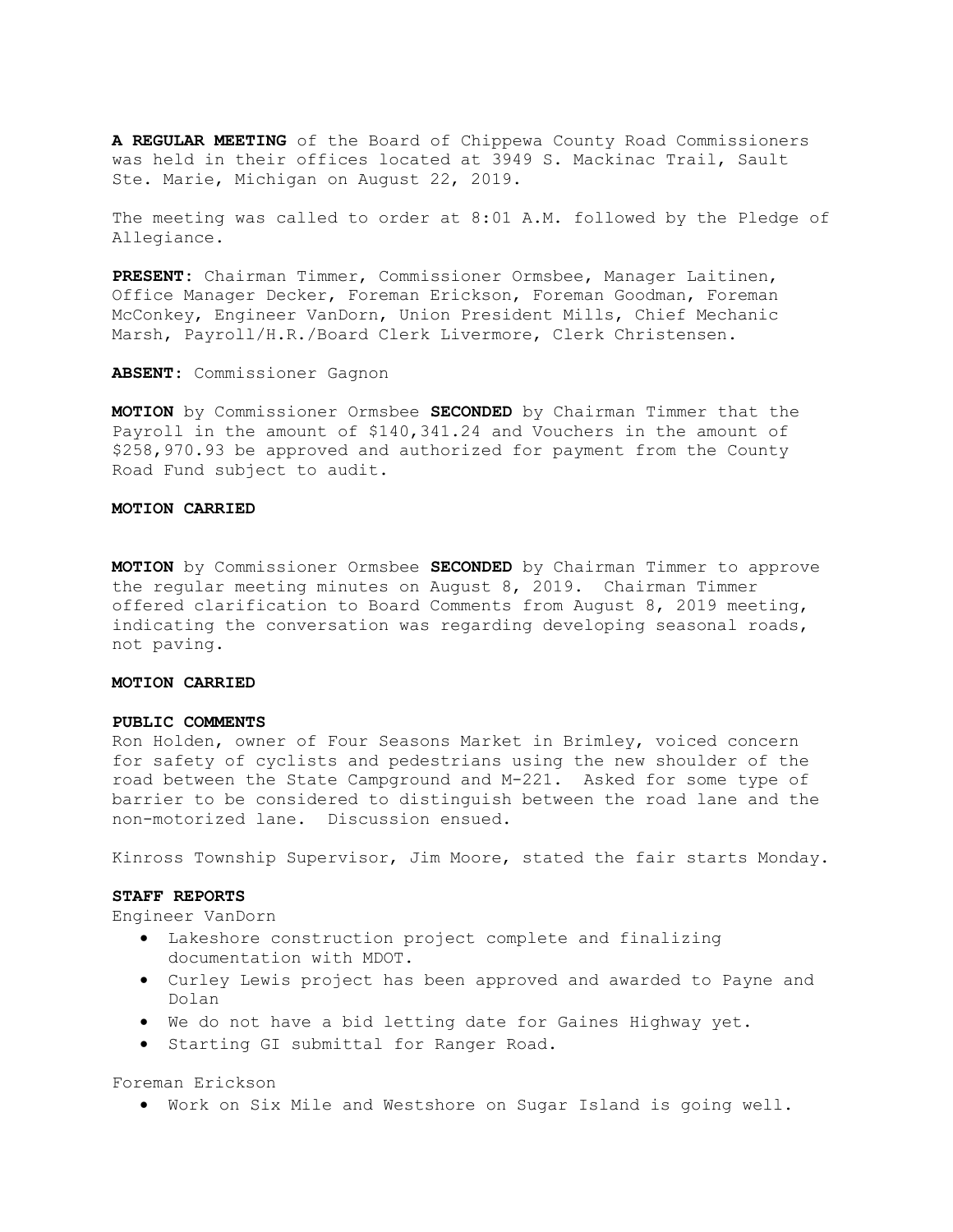**A REGULAR MEETING** of the Board of Chippewa County Road Commissioners was held in their offices located at 3949 S. Mackinac Trail, Sault Ste. Marie, Michigan on August 22, 2019.

The meeting was called to order at 8:01 A.M. followed by the Pledge of Allegiance.

**PRESENT:** Chairman Timmer, Commissioner Ormsbee, Manager Laitinen, Office Manager Decker, Foreman Erickson, Foreman Goodman, Foreman McConkey, Engineer VanDorn, Union President Mills, Chief Mechanic Marsh, Payroll/H.R./Board Clerk Livermore, Clerk Christensen.

**ABSENT:** Commissioner Gagnon

**MOTION** by Commissioner Ormsbee **SECONDED** by Chairman Timmer that the Payroll in the amount of $140,341.24 and Vouchers in the amount of $258,970.93 be approved and authorized for payment from the County Road Fund subject to audit.

**MOTION CARRIED**

**MOTION** by Commissioner Ormsbee **SECONDED** by Chairman Timmer to approve the regular meeting minutes on August 8, 2019. Chairman Timmer offered clarification to Board Comments from August 8, 2019 meeting, indicating the conversation was regarding developing seasonal roads, not paving.

**MOTION CARRIED**

**PUBLIC COMMENTS**

Ron Holden, owner of Four Seasons Market in Brimley, voiced concern for safety of cyclists and pedestrians using the new shoulder of the road between the State Campground and M-221. Asked for some type of barrier to be considered to distinguish between the road lane and the non-motorized lane. Discussion ensued.

Kinross Township Supervisor, Jim Moore, stated the fair starts Monday.

**STAFF REPORTS**

Engineer VanDorn

- Lakeshore construction project complete and finalizing documentation with MDOT.
- Curley Lewis project has been approved and awarded to Payne and Dolan
- We do not have a bid letting date for Gaines Highway yet.
- Starting GI submittal for Ranger Road.

Foreman Erickson

- Work on Six Mile and Westshore on Sugar Island is going well.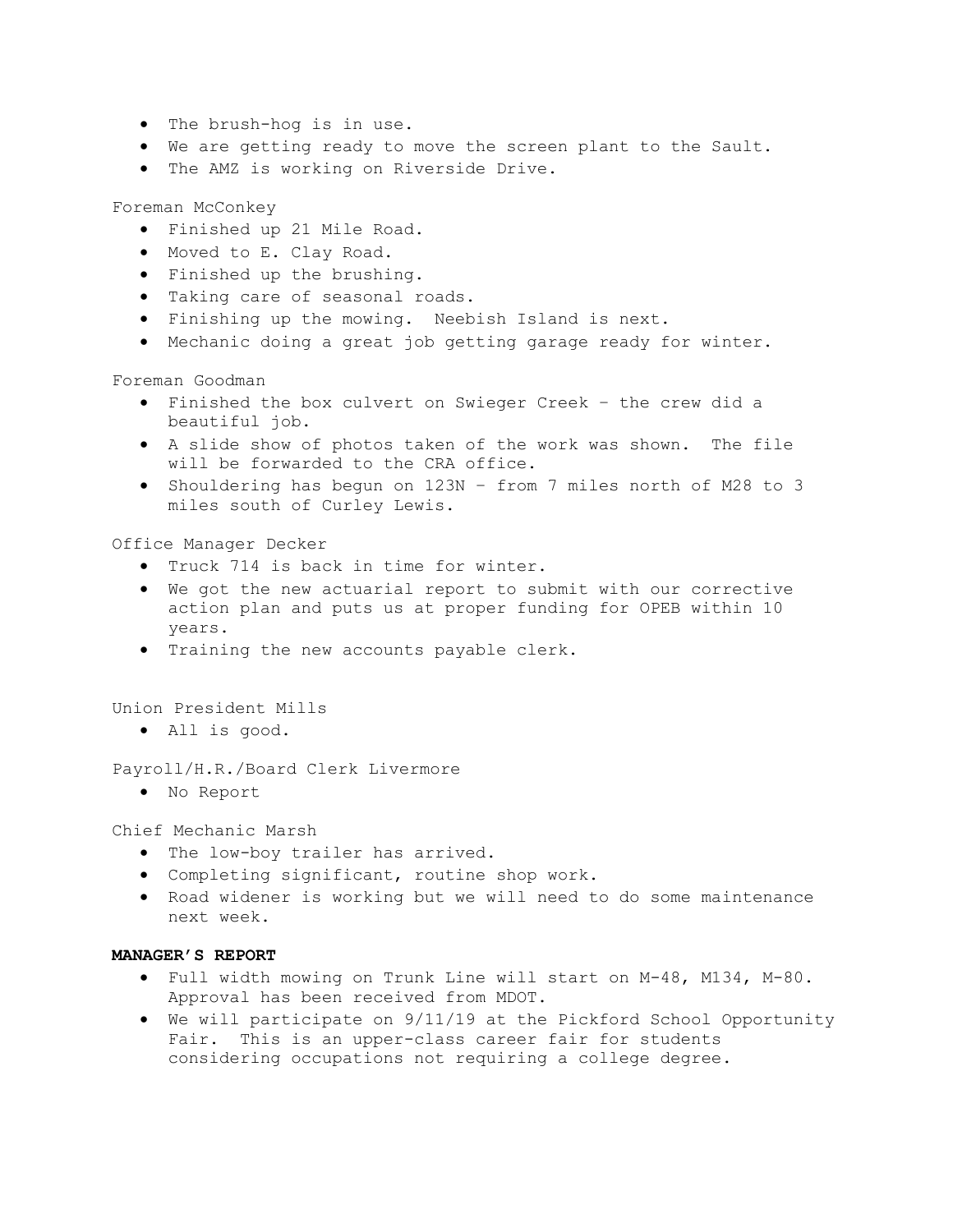- The brush-hog is in use.
- We are getting ready to move the screen plant to the Sault.
- The AMZ is working on Riverside Drive.

Foreman McConkey

- Finished up 21 Mile Road.
- Moved to E. Clay Road.
- Finished up the brushing.
- Taking care of seasonal roads.
- Finishing up the mowing. Neebish Island is next.
- Mechanic doing a great job getting garage ready for winter.

Foreman Goodman

- Finished the box culvert on Swieger Creek – the crew did a beautiful job.
- A slide show of photos taken of the work was shown. The file will be forwarded to the CRA office.
- Shouldering has begun on 123N – from 7 miles north of M28 to 3 miles south of Curley Lewis.

Office Manager Decker

- Truck 714 is back in time for winter.
- We got the new actuarial report to submit with our corrective action plan and puts us at proper funding for OPEB within 10 years.
- Training the new accounts payable clerk.

Union President Mills

- All is good.

Payroll/H.R./Board Clerk Livermore

- No Report

Chief Mechanic Marsh

- The low-boy trailer has arrived.
- Completing significant, routine shop work.
- Road widener is working but we will need to do some maintenance next week.

**MANAGER'S REPORT**

- Full width mowing on Trunk Line will start on M-48, M134, M-80. Approval has been received from MDOT.
- We will participate on 9/11/19 at the Pickford School Opportunity Fair. This is an upper-class career fair for students considering occupations not requiring a college degree.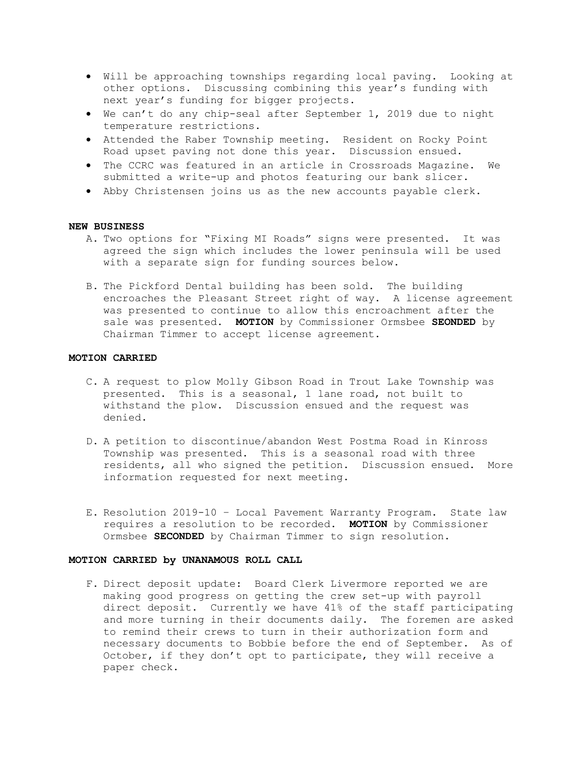- Will be approaching townships regarding local paving. Looking at other options. Discussing combining this year's funding with next year's funding for bigger projects.
- We can't do any chip-seal after September 1, 2019 due to night temperature restrictions.
- Attended the Raber Township meeting. Resident on Rocky Point Road upset paving not done this year. Discussion ensued.
- The CCRC was featured in an article in Crossroads Magazine. We submitted a write-up and photos featuring our bank slicer.
- Abby Christensen joins us as the new accounts payable clerk.

**NEW BUSINESS**

A. Two options for "Fixing MI Roads" signs were presented. It was agreed the sign which includes the lower peninsula will be used with a separate sign for funding sources below.

B. The Pickford Dental building has been sold. The building encroaches the Pleasant Street right of way. A license agreement was presented to continue to allow this encroachment after the sale was presented. **MOTION** by Commissioner Ormsbee **SEONDED** by Chairman Timmer to accept license agreement.

**MOTION CARRIED**

C. A request to plow Molly Gibson Road in Trout Lake Township was presented. This is a seasonal, 1 lane road, not built to withstand the plow. Discussion ensued and the request was denied.

D. A petition to discontinue/abandon West Postma Road in Kinross Township was presented. This is a seasonal road with three residents, all who signed the petition. Discussion ensued. More information requested for next meeting.

E. Resolution 2019-10 – Local Pavement Warranty Program. State law requires a resolution to be recorded. **MOTION** by Commissioner Ormsbee **SECONDED** by Chairman Timmer to sign resolution.

**MOTION CARRIED by UNANAMOUS ROLL CALL**

F. Direct deposit update: Board Clerk Livermore reported we are making good progress on getting the crew set-up with payroll direct deposit. Currently we have 41% of the staff participating and more turning in their documents daily. The foremen are asked to remind their crews to turn in their authorization form and necessary documents to Bobbie before the end of September. As of October, if they don't opt to participate, they will receive a paper check.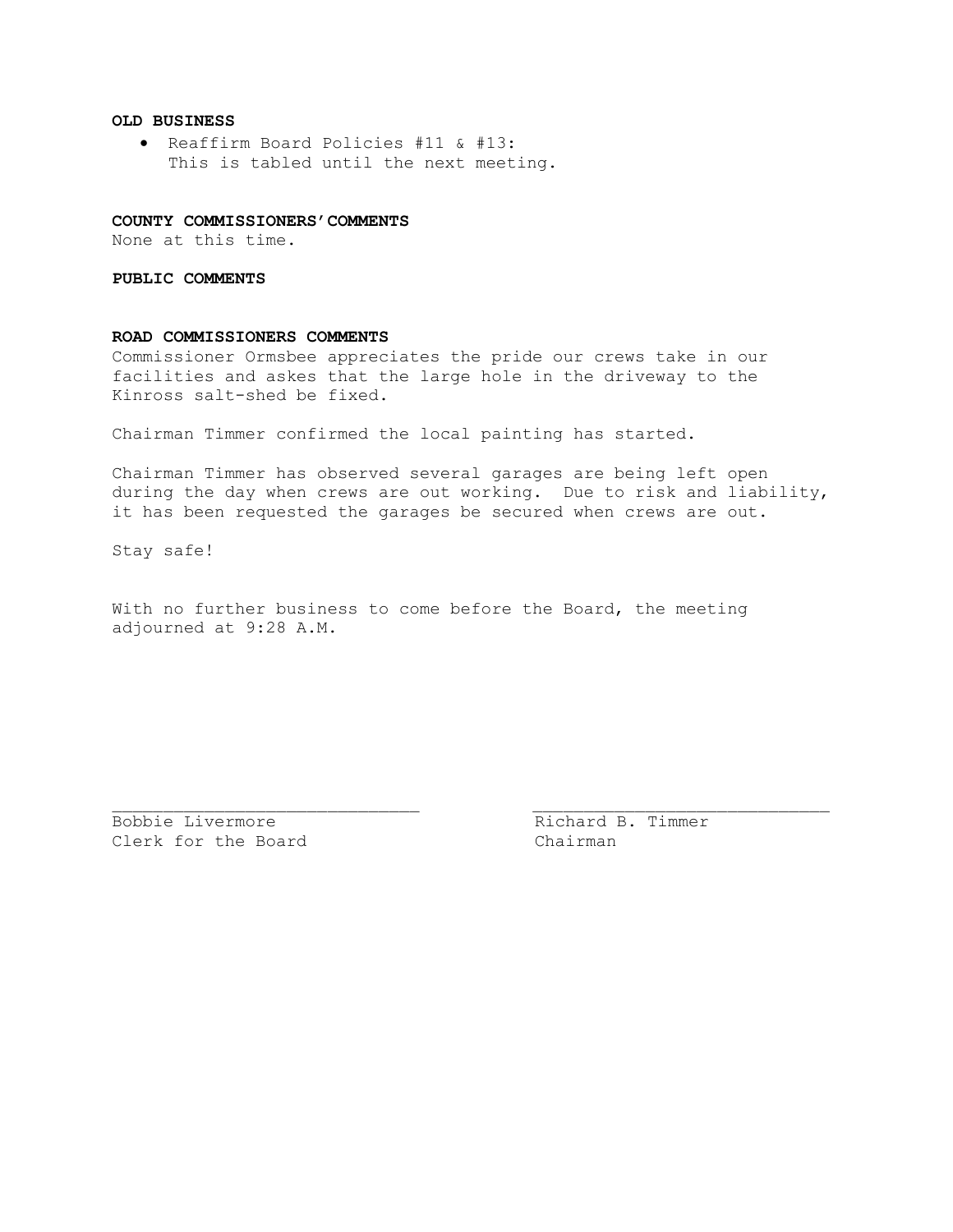**OLD BUSINESS**

- Reaffirm Board Policies #11 & #13:
  This is tabled until the next meeting.

**COUNTY COMMISSIONERS'COMMENTS**

None at this time.

**PUBLIC COMMENTS**

**ROAD COMMISSIONERS COMMENTS**

Commissioner Ormsbee appreciates the pride our crews take in our facilities and askes that the large hole in the driveway to the Kinross salt-shed be fixed.

Chairman Timmer confirmed the local painting has started.

Chairman Timmer has observed several garages are being left open during the day when crews are out working. Due to risk and liability, it has been requested the garages be secured when crews are out.

Stay safe!

With no further business to come before the Board, the meeting adjourned at 9:28 A.M.

\_\_\_\_\_\_\_\_\_\_\_\_\_\_\_\_\_\_\_\_\_\_\_\_\_\_\_\_\_\_
Bobbie Livermore
Clerk for the Board

\_\_\_\_\_\_\_\_\_\_\_\_\_\_\_\_\_\_\_\_\_\_\_\_\_\_\_\_\_\_
Richard B. Timmer
Chairman